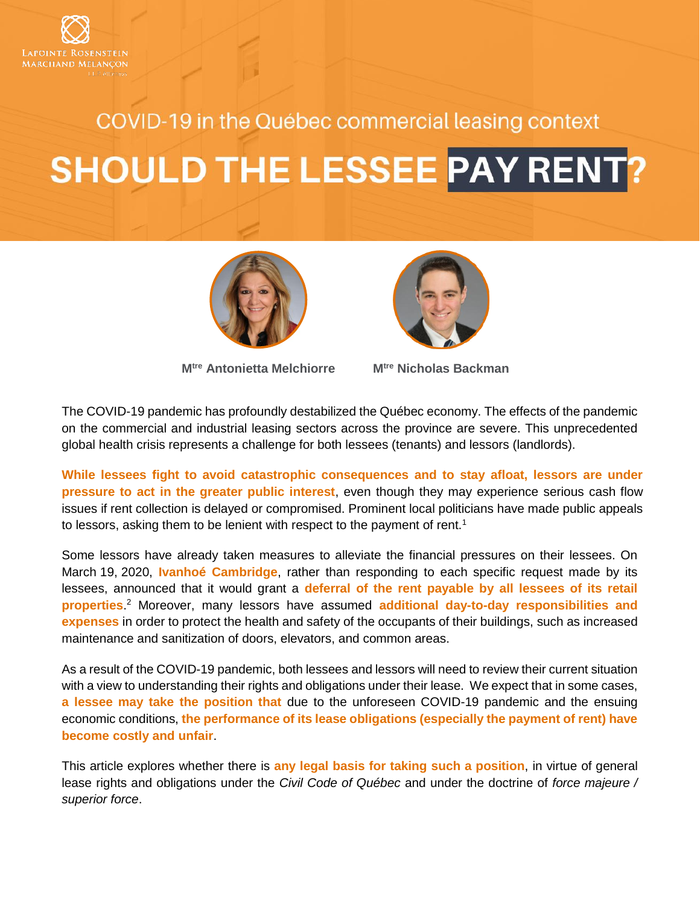Lapointe Rosenstein Marchand Melançon

COVID-19 in the Québec commercial leasing context

# SHOULD THE LESSEE PAY RENT?

**M^tre Antonietta Melchiorre** **M^tre Nicholas Backman**

The COVID-19 pandemic has profoundly destabilized the Québec economy. The effects of the pandemic on the commercial and industrial leasing sectors across the province are severe. This unprecedented global health crisis represents a challenge for both lessees (tenants) and lessors (landlords).

**While lessees fight to avoid catastrophic consequences and to stay afloat, lessors are under pressure to act in the greater public interest**, even though they may experience serious cash flow issues if rent collection is delayed or compromised. Prominent local politicians have made public appeals to lessors, asking them to be lenient with respect to the payment of rent.[1]

Some lessors have already taken measures to alleviate the financial pressures on their lessees. On March 19, 2020, **Ivanhoé Cambridge**, rather than responding to each specific request made by its lessees, announced that it would grant a **deferral of the rent payable by all lessees of its retail properties**.[2] Moreover, many lessors have assumed **additional day-to-day responsibilities and expenses** in order to protect the health and safety of the occupants of their buildings, such as increased maintenance and sanitization of doors, elevators, and common areas.

As a result of the COVID-19 pandemic, both lessees and lessors will need to review their current situation with a view to understanding their rights and obligations under their lease. We expect that in some cases, **a lessee may take the position that** due to the unforeseen COVID-19 pandemic and the ensuing economic conditions, **the performance of its lease obligations (especially the payment of rent) have become costly and unfair**.

This article explores whether there is **any legal basis for taking such a position**, in virtue of general lease rights and obligations under the *Civil Code of Québec* and under the doctrine of *force majeure / superior force*.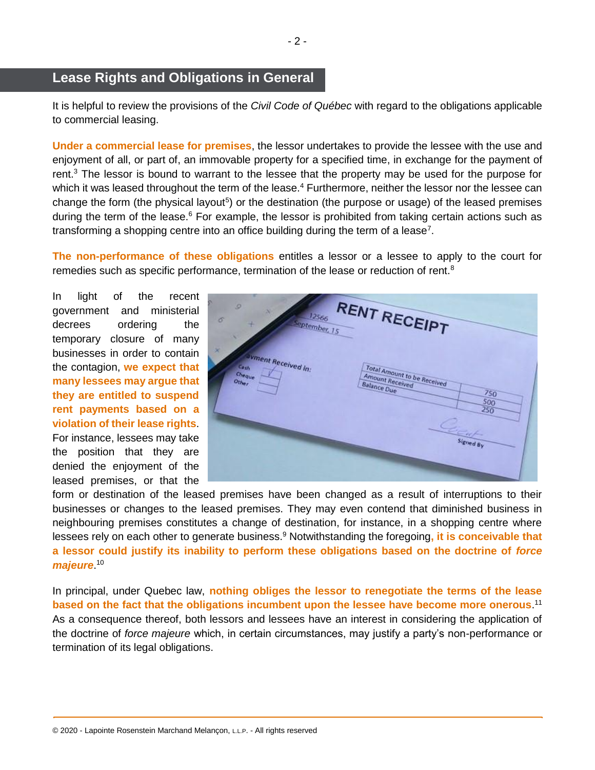## Lease Rights and Obligations in General

It is helpful to review the provisions of the *Civil Code of Québec* with regard to the obligations applicable to commercial leasing.

**Under a commercial lease for premises**, the lessor undertakes to provide the lessee with the use and enjoyment of all, or part of, an immovable property for a specified time, in exchange for the payment of rent.[3] The lessor is bound to warrant to the lessee that the property may be used for the purpose for which it was leased throughout the term of the lease.[4] Furthermore, neither the lessor nor the lessee can change the form (the physical layout[5]) or the destination (the purpose or usage) of the leased premises during the term of the lease.[6] For example, the lessor is prohibited from taking certain actions such as transforming a shopping centre into an office building during the term of a lease[7].

**The non-performance of these obligations** entitles a lessor or a lessee to apply to the court for remedies such as specific performance, termination of the lease or reduction of rent.[8]

In light of the recent government and ministerial decrees ordering the temporary closure of many businesses in order to contain the contagion, **we expect that many lessees may argue that they are entitled to suspend rent payments based on a violation of their lease rights**. For instance, lessees may take the position that they are denied the enjoyment of the leased premises, or that the form or destination of the leased premises have been changed as a result of interruptions to their businesses or changes to the leased premises. They may even contend that diminished business in neighbouring premises constitutes a change of destination, for instance, in a shopping centre where lessees rely on each other to generate business.[9] Notwithstanding the foregoing**, it is conceivable that a lessor could justify its inability to perform these obligations based on the doctrine of *force majeure***.[10]

In principal, under Quebec law, **nothing obliges the lessor to renegotiate the terms of the lease based on the fact that the obligations incumbent upon the lessee have become more onerous**.[11] As a consequence thereof, both lessors and lessees have an interest in considering the application of the doctrine of *force majeure* which, in certain circumstances, may justify a party's non-performance or termination of its legal obligations.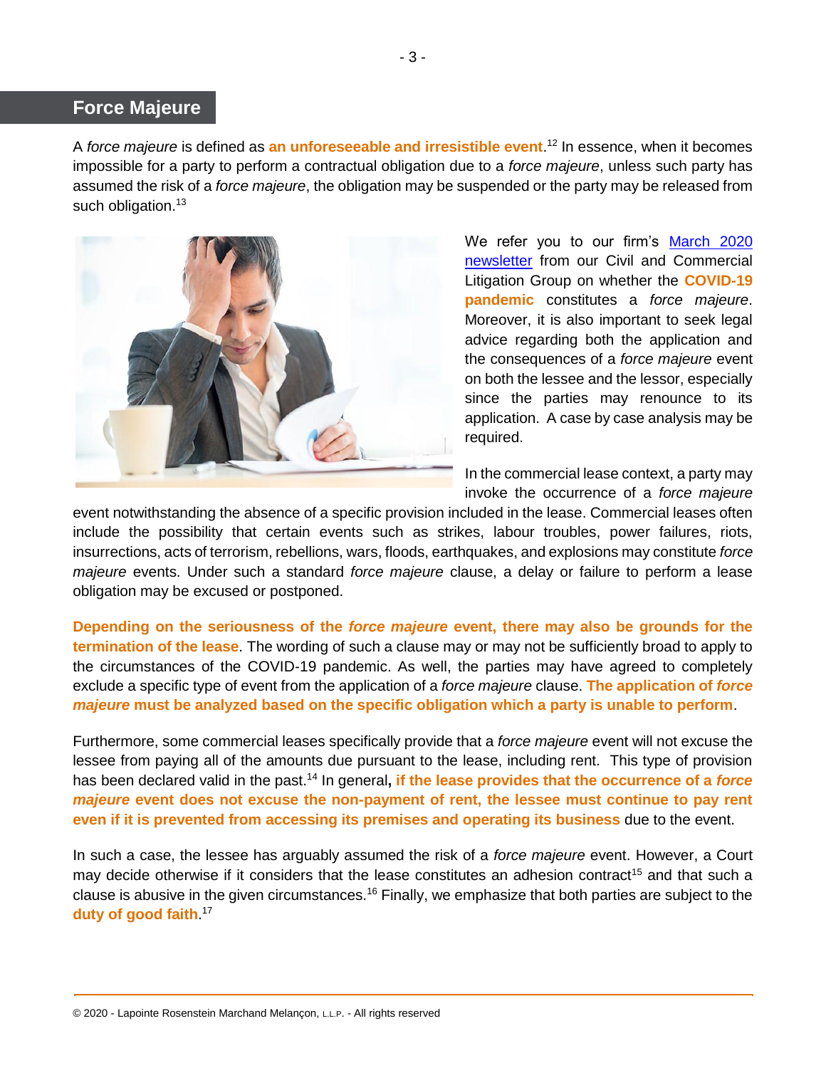## Force Majeure

A *force majeure* is defined as **an unforeseeable and irresistible event**.[12] In essence, when it becomes impossible for a party to perform a contractual obligation due to a *force majeure*, unless such party has assumed the risk of a *force majeure*, the obligation may be suspended or the party may be released from such obligation.[13]

We refer you to our firm's [March 2020 newsletter] from our Civil and Commercial Litigation Group on whether the **COVID-19 pandemic** constitutes a *force majeure*. Moreover, it is also important to seek legal advice regarding both the application and the consequences of a *force majeure* event on both the lessee and the lessor, especially since the parties may renounce to its application. A case by case analysis may be required.

In the commercial lease context, a party may invoke the occurrence of a *force majeure* event notwithstanding the absence of a specific provision included in the lease. Commercial leases often include the possibility that certain events such as strikes, labour troubles, power failures, riots, insurrections, acts of terrorism, rebellions, wars, floods, earthquakes, and explosions may constitute *force majeure* events. Under such a standard *force majeure* clause, a delay or failure to perform a lease obligation may be excused or postponed.

**Depending on the seriousness of the *force majeure* event, there may also be grounds for the termination of the lease**. The wording of such a clause may or may not be sufficiently broad to apply to the circumstances of the COVID-19 pandemic. As well, the parties may have agreed to completely exclude a specific type of event from the application of a *force majeure* clause. **The application of *force majeure* must be analyzed based on the specific obligation which a party is unable to perform**.

Furthermore, some commercial leases specifically provide that a *force majeure* event will not excuse the lessee from paying all of the amounts due pursuant to the lease, including rent. This type of provision has been declared valid in the past.[14] In general**, if the lease provides that the occurrence of a *force majeure* event does not excuse the non-payment of rent, the lessee must continue to pay rent even if it is prevented from accessing its premises and operating its business** due to the event.

In such a case, the lessee has arguably assumed the risk of a *force majeure* event. However, a Court may decide otherwise if it considers that the lease constitutes an adhesion contract[15] and that such a clause is abusive in the given circumstances.[16] Finally, we emphasize that both parties are subject to the **duty of good faith**.[17]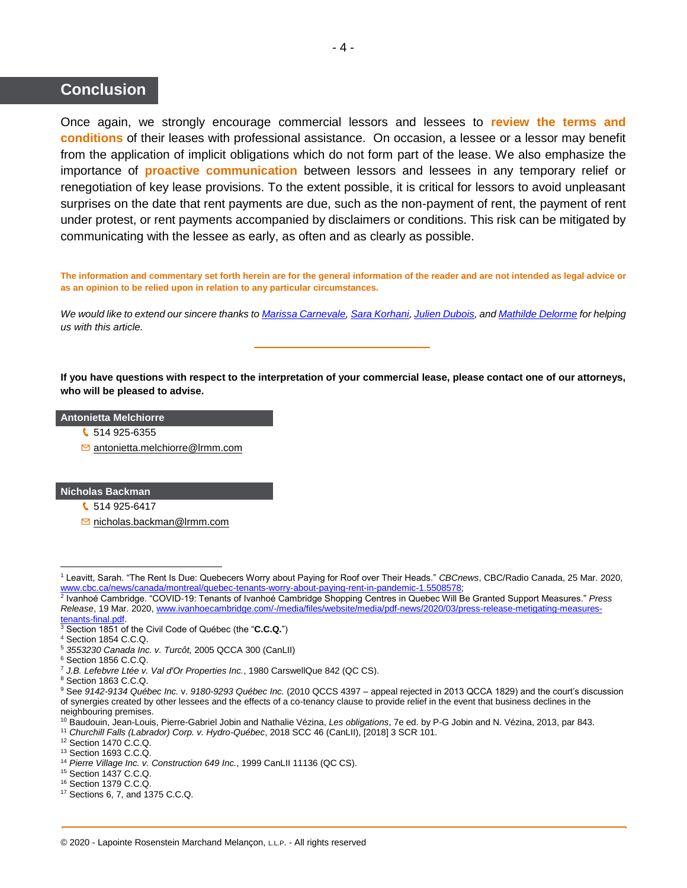## Conclusion

Once again, we strongly encourage commercial lessors and lessees to **review the terms and conditions** of their leases with professional assistance. On occasion, a lessee or a lessor may benefit from the application of implicit obligations which do not form part of the lease. We also emphasize the importance of **proactive communication** between lessors and lessees in any temporary relief or renegotiation of key lease provisions. To the extent possible, it is critical for lessors to avoid unpleasant surprises on the date that rent payments are due, such as the non-payment of rent, the payment of rent under protest, or rent payments accompanied by disclaimers or conditions. This risk can be mitigated by communicating with the lessee as early, as often and as clearly as possible.

**The information and commentary set forth herein are for the general information of the reader and are not intended as legal advice or as an opinion to be relied upon in relation to any particular circumstances.**

*We would like to extend our sincere thanks to Marissa Carnevale, Sara Korhani, Julien Dubois, and Mathilde Delorme for helping us with this article.*

---

**If you have questions with respect to the interpretation of your commercial lease, please contact one of our attorneys, who will be pleased to advise.**

**Antonietta Melchiorre**

514 925-6355

antonietta.melchiorre@lrmm.com

**Nicholas Backman**

514 925-6417

nicholas.backman@lrmm.com

---

[1] Leavitt, Sarah. "The Rent Is Due: Quebecers Worry about Paying for Roof over Their Heads." *CBCnews*, CBC/Radio Canada, 25 Mar. 2020, www.cbc.ca/news/canada/montreal/quebec-tenants-worry-about-paying-rent-in-pandemic-1.5508578;

[2] Ivanhoé Cambridge. "COVID-19: Tenants of Ivanhoé Cambridge Shopping Centres in Quebec Will Be Granted Support Measures." *Press Release*, 19 Mar. 2020, www.ivanhoecambridge.com/-/media/files/website/media/pdf-news/2020/03/press-release-metigating-measures-tenants-final.pdf.

[3] Section 1851 of the Civil Code of Québec (the "**C.C.Q.**")

[4] Section 1854 C.C.Q.

[5] *3553230 Canada Inc. v. Turcôt,* 2005 QCCA 300 (CanLII)

[6] Section 1856 C.C.Q.

[7] *J.B. Lefebvre Ltée v. Val d'Or Properties Inc.*, 1980 CarswellQue 842 (QC CS).

[8] Section 1863 C.C.Q.

[9] See *9142-9134 Québec Inc.* v. *9180-9293 Québec Inc.* (2010 QCCS 4397 – appeal rejected in 2013 QCCA 1829) and the court's discussion of synergies created by other lessees and the effects of a co-tenancy clause to provide relief in the event that business declines in the neighbouring premises.

[10] Baudouin, Jean-Louis, Pierre-Gabriel Jobin and Nathalie Vézina, *Les obligations*, 7e ed. by P-G Jobin and N. Vézina, 2013, par 843.

[11] *Churchill Falls (Labrador) Corp. v. Hydro-Québec*, 2018 SCC 46 (CanLII), [2018] 3 SCR 101.

[12] Section 1470 C.C.Q.

[13] Section 1693 C.C.Q.

[14] *Pierre Village Inc. v. Construction 649 Inc.*, 1999 CanLII 11136 (QC CS).

[15] Section 1437 C.C.Q.

[16] Section 1379 C.C.Q.

[17] Sections 6, 7, and 1375 C.C.Q.

© 2020 - Lapointe Rosenstein Marchand Melançon, L.L.P. - All rights reserved